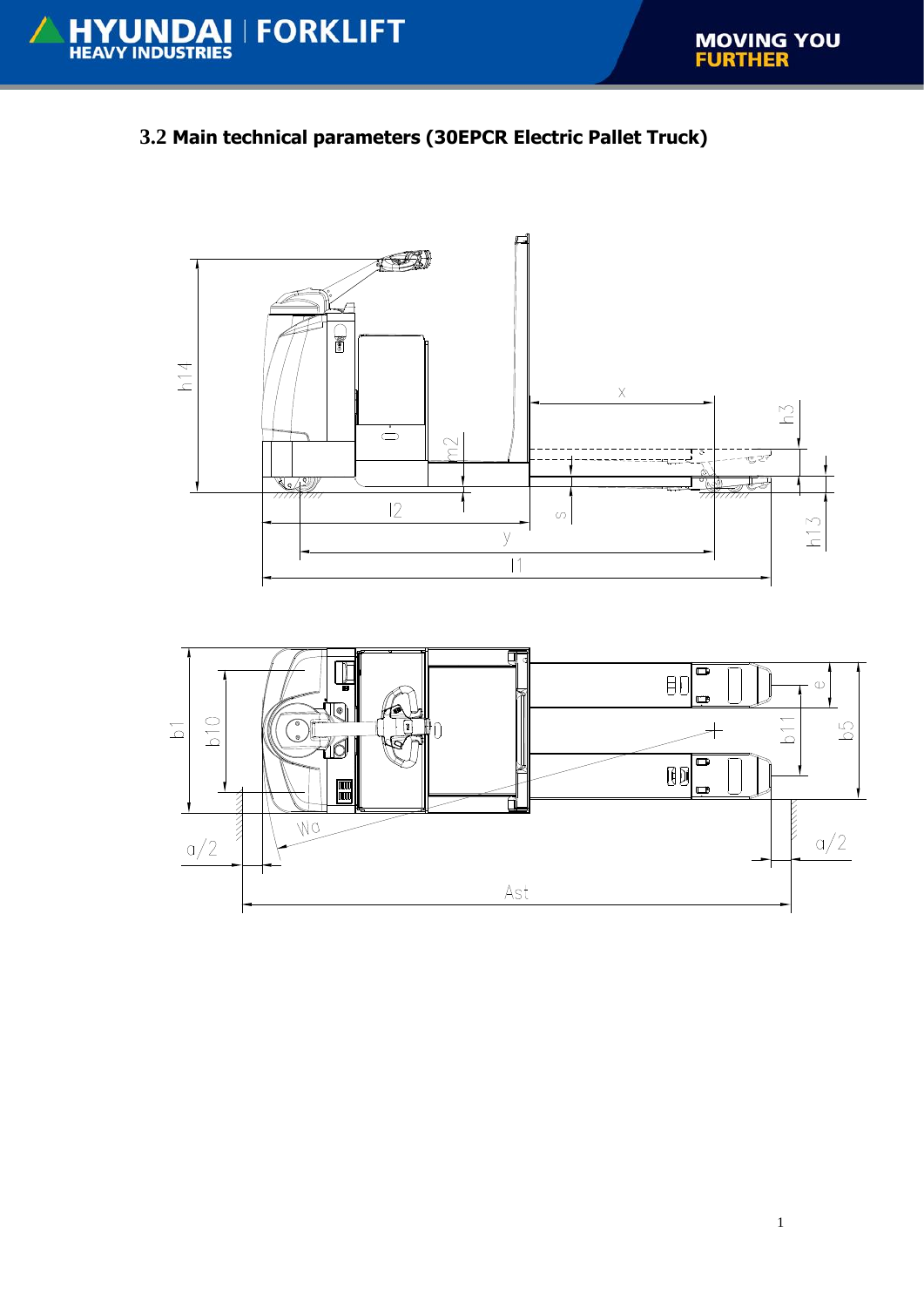## 3.2 Main technical parameters (30EPCR Electric Pallet Truck)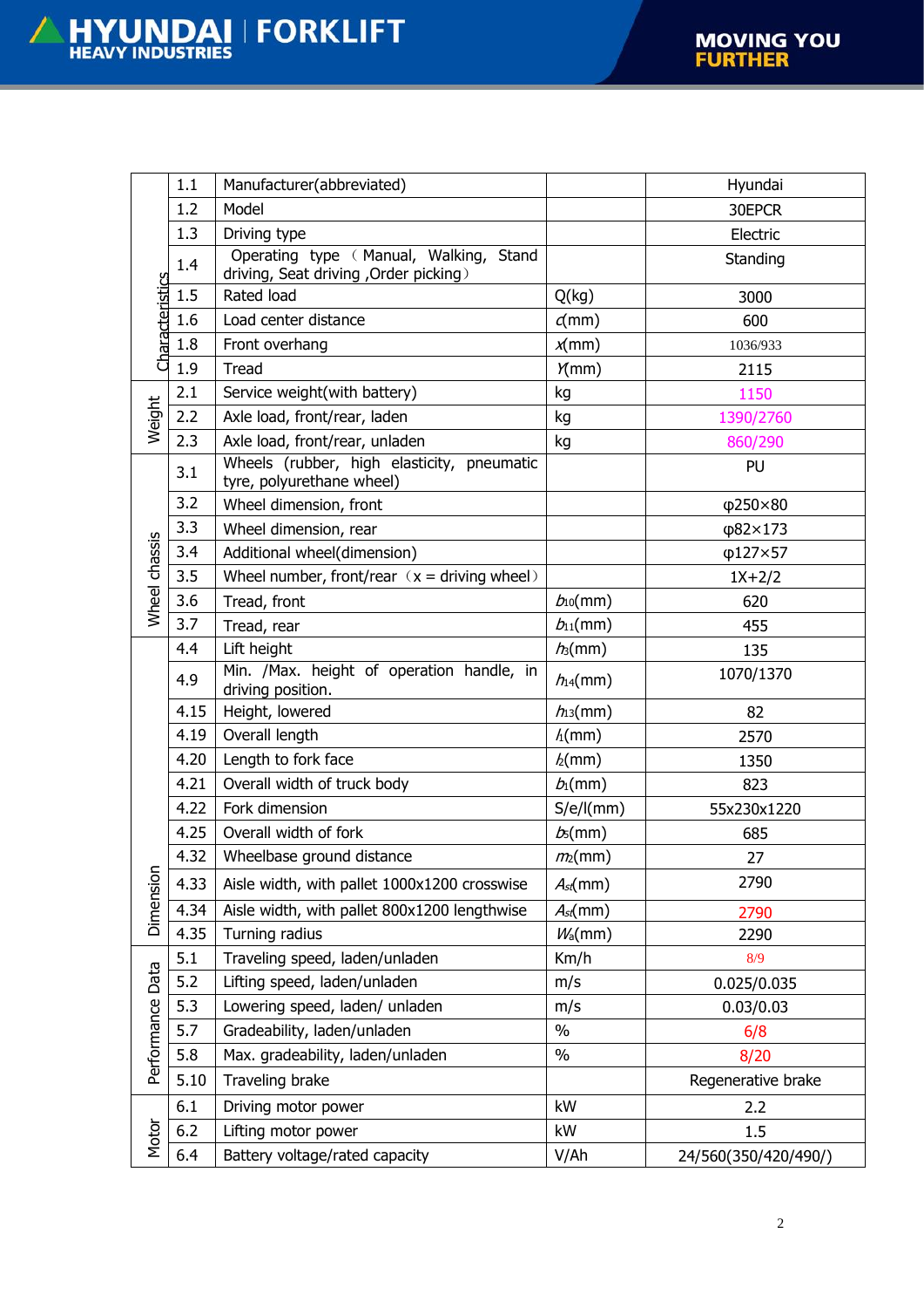| | | | | |
|---|---|---|---|---|
| Characteristics | 1.1 | Manufacturer(abbreviated) | | Hyundai |
| | 1.2 | Model | | 30EPCR |
| | 1.3 | Driving type | | Electric |
| | 1.4 | Operating type （Manual, Walking, Stand driving, Seat driving ,Order picking） | | Standing |
| | 1.5 | Rated load | Q(kg) | 3000 |
| | 1.6 | Load center distance | $c$(mm) | 600 |
| | 1.8 | Front overhang | $x$(mm) | 1036/933 |
| | 1.9 | Tread | $Y$(mm) | 2115 |
| Weight | 2.1 | Service weight(with battery) | kg | 1150 |
| | 2.2 | Axle load, front/rear, laden | kg | 1390/2760 |
| | 2.3 | Axle load, front/rear, unladen | kg | 860/290 |
| Wheel chassis | 3.1 | Wheels (rubber, high elasticity, pneumatic tyre, polyurethane wheel) | | PU |
| | 3.2 | Wheel dimension, front | | φ250×80 |
| | 3.3 | Wheel dimension, rear | | φ82×173 |
| | 3.4 | Additional wheel(dimension) | | φ127×57 |
| | 3.5 | Wheel number, front/rear （x = driving wheel） | | 1X+2/2 |
| | 3.6 | Tread, front | $b_{10}$(mm) | 620 |
| | 3.7 | Tread, rear | $b_{11}$(mm) | 455 |
| Dimension | 4.4 | Lift height | $h_3$(mm) | 135 |
| | 4.9 | Min. /Max. height of operation handle, in driving position. | $h_{14}$(mm) | 1070/1370 |
| | 4.15 | Height, lowered | $h_{13}$(mm) | 82 |
| | 4.19 | Overall length | $l_1$(mm) | 2570 |
| | 4.20 | Length to fork face | $l_2$(mm) | 1350 |
| | 4.21 | Overall width of truck body | $b_1$(mm) | 823 |
| | 4.22 | Fork dimension | S/e/l(mm) | 55x230x1220 |
| | 4.25 | Overall width of fork | $b_5$(mm) | 685 |
| | 4.32 | Wheelbase ground distance | $m_2$(mm) | 27 |
| | 4.33 | Aisle width, with pallet 1000x1200 crosswise | $A_{st}$(mm) | 2790 |
| | 4.34 | Aisle width, with pallet 800x1200 lengthwise | $A_{st}$(mm) | 2790 |
| | 4.35 | Turning radius | $W_a$(mm) | 2290 |
| Performance Data | 5.1 | Traveling speed, laden/unladen | Km/h | 8/9 |
| | 5.2 | Lifting speed, laden/unladen | m/s | 0.025/0.035 |
| | 5.3 | Lowering speed, laden/ unladen | m/s | 0.03/0.03 |
| | 5.7 | Gradeability, laden/unladen | % | 6/8 |
| | 5.8 | Max. gradeability, laden/unladen | % | 8/20 |
| | 5.10 | Traveling brake | | Regenerative brake |
| Motor | 6.1 | Driving motor power | kW | 2.2 |
| | 6.2 | Lifting motor power | kW | 1.5 |
| | 6.4 | Battery voltage/rated capacity | V/Ah | 24/560(350/420/490/) |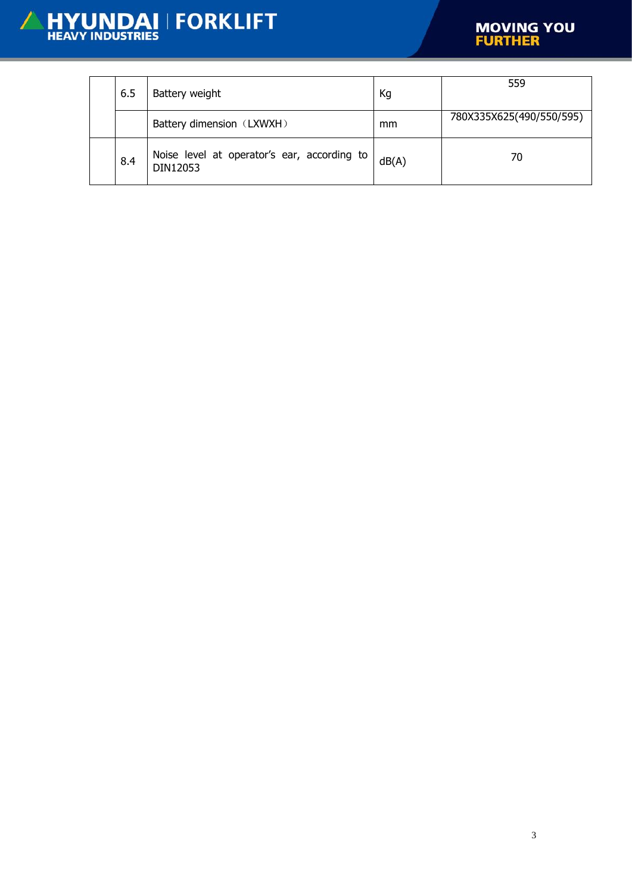| | | | | |
|---|---|---|---|---|
| | 6.5 | Battery weight | Kg | 559 |
| | | Battery dimension（LXWXH） | mm | 780X335X625(490/550/595) |
| | 8.4 | Noise level at operator's ear, according to DIN12053 | dB(A) | 70 |